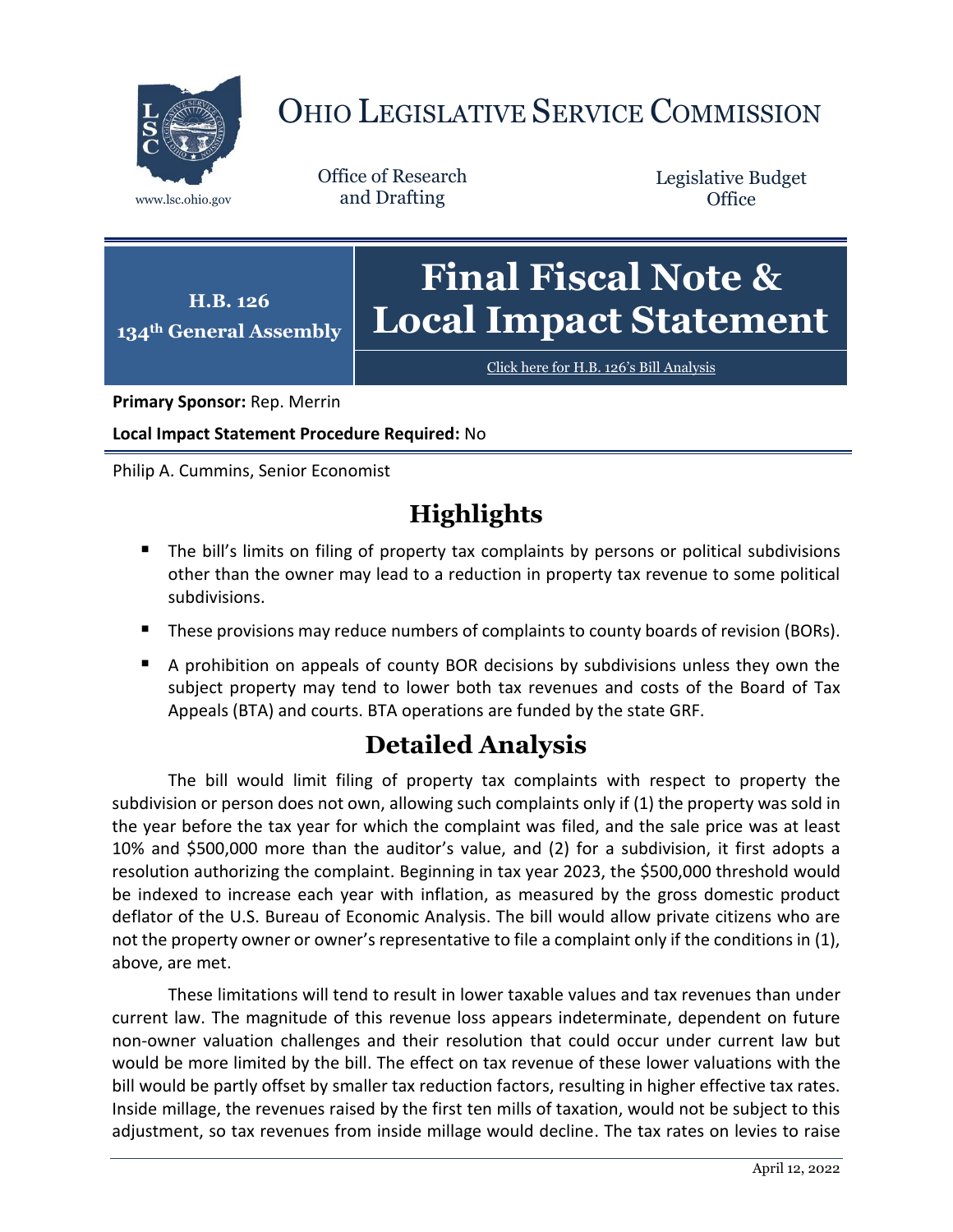# OHIO LEGISLATIVE SERVICE COMMISSION

www.lsc.ohio.gov

Office of Research and Drafting

Legislative Budget Office

**H.B. 126**
**134th General Assembly**

# Final Fiscal Note & Local Impact Statement

Click here for H.B. 126's Bill Analysis

**Primary Sponsor:** Rep. Merrin

**Local Impact Statement Procedure Required:** No

Philip A. Cummins, Senior Economist

## Highlights

- The bill's limits on filing of property tax complaints by persons or political subdivisions other than the owner may lead to a reduction in property tax revenue to some political subdivisions.
- These provisions may reduce numbers of complaints to county boards of revision (BORs).
- A prohibition on appeals of county BOR decisions by subdivisions unless they own the subject property may tend to lower both tax revenues and costs of the Board of Tax Appeals (BTA) and courts. BTA operations are funded by the state GRF.

## Detailed Analysis

The bill would limit filing of property tax complaints with respect to property the subdivision or person does not own, allowing such complaints only if (1) the property was sold in the year before the tax year for which the complaint was filed, and the sale price was at least 10% and $500,000 more than the auditor's value, and (2) for a subdivision, it first adopts a resolution authorizing the complaint. Beginning in tax year 2023, the $500,000 threshold would be indexed to increase each year with inflation, as measured by the gross domestic product deflator of the U.S. Bureau of Economic Analysis. The bill would allow private citizens who are not the property owner or owner's representative to file a complaint only if the conditions in (1), above, are met.

These limitations will tend to result in lower taxable values and tax revenues than under current law. The magnitude of this revenue loss appears indeterminate, dependent on future non-owner valuation challenges and their resolution that could occur under current law but would be more limited by the bill. The effect on tax revenue of these lower valuations with the bill would be partly offset by smaller tax reduction factors, resulting in higher effective tax rates. Inside millage, the revenues raised by the first ten mills of taxation, would not be subject to this adjustment, so tax revenues from inside millage would decline. The tax rates on levies to raise

April 12, 2022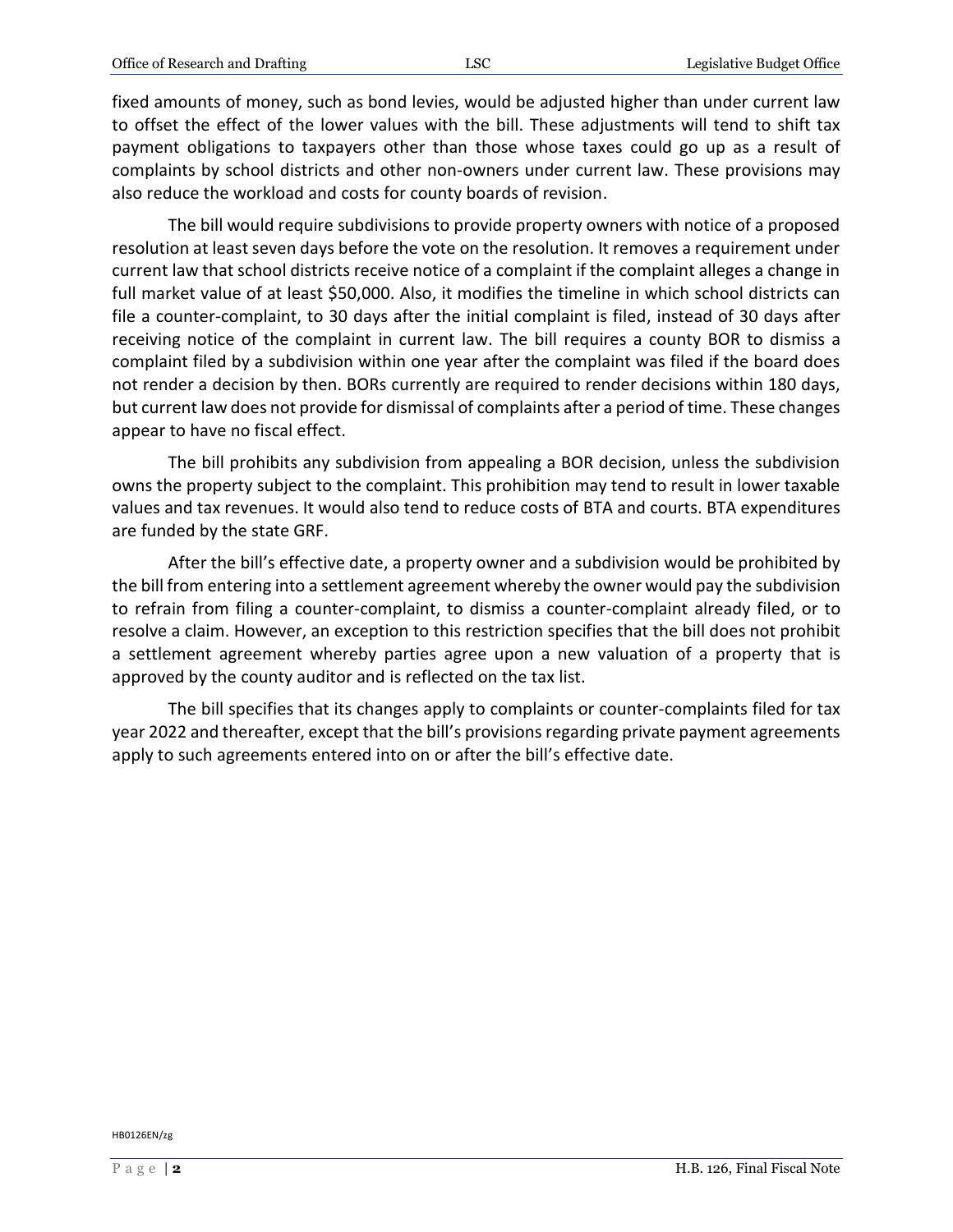fixed amounts of money, such as bond levies, would be adjusted higher than under current law to offset the effect of the lower values with the bill. These adjustments will tend to shift tax payment obligations to taxpayers other than those whose taxes could go up as a result of complaints by school districts and other non-owners under current law. These provisions may also reduce the workload and costs for county boards of revision.

The bill would require subdivisions to provide property owners with notice of a proposed resolution at least seven days before the vote on the resolution. It removes a requirement under current law that school districts receive notice of a complaint if the complaint alleges a change in full market value of at least $50,000. Also, it modifies the timeline in which school districts can file a counter-complaint, to 30 days after the initial complaint is filed, instead of 30 days after receiving notice of the complaint in current law. The bill requires a county BOR to dismiss a complaint filed by a subdivision within one year after the complaint was filed if the board does not render a decision by then. BORs currently are required to render decisions within 180 days, but current law does not provide for dismissal of complaints after a period of time. These changes appear to have no fiscal effect.

The bill prohibits any subdivision from appealing a BOR decision, unless the subdivision owns the property subject to the complaint. This prohibition may tend to result in lower taxable values and tax revenues. It would also tend to reduce costs of BTA and courts. BTA expenditures are funded by the state GRF.

After the bill's effective date, a property owner and a subdivision would be prohibited by the bill from entering into a settlement agreement whereby the owner would pay the subdivision to refrain from filing a counter-complaint, to dismiss a counter-complaint already filed, or to resolve a claim. However, an exception to this restriction specifies that the bill does not prohibit a settlement agreement whereby parties agree upon a new valuation of a property that is approved by the county auditor and is reflected on the tax list.

The bill specifies that its changes apply to complaints or counter-complaints filed for tax year 2022 and thereafter, except that the bill's provisions regarding private payment agreements apply to such agreements entered into on or after the bill's effective date.

HB0126EN/zg